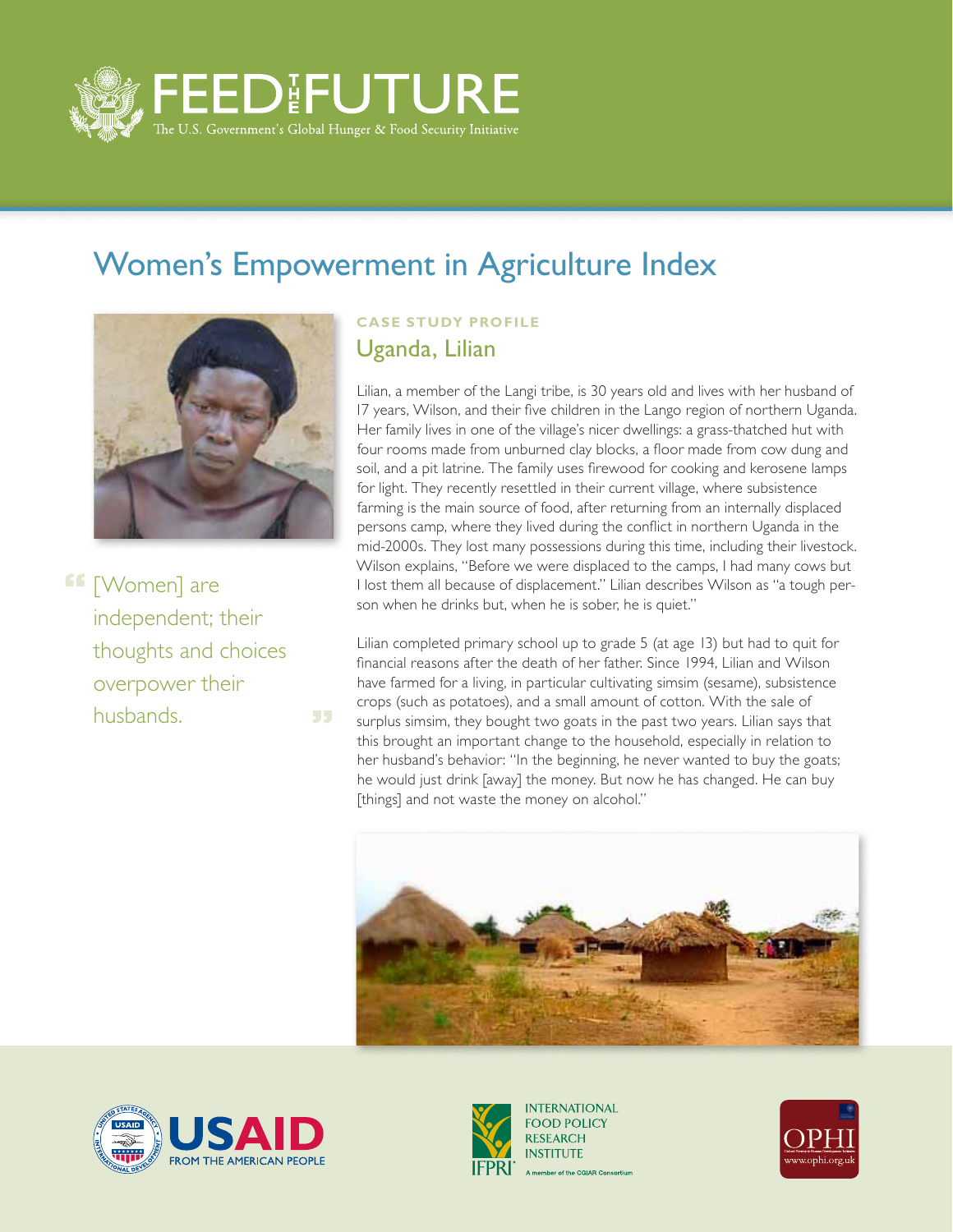# FEED THE FUTURE

The U.S. Government's Global Hunger & Food Security Initiative

## Women's Empowerment in Agriculture Index

> "[Women] are independent; their thoughts and choices overpower their husbands."

**CASE STUDY PROFILE**

### Uganda, Lilian

Lilian, a member of the Langi tribe, is 30 years old and lives with her husband of 17 years, Wilson, and their five children in the Lango region of northern Uganda. Her family lives in one of the village's nicer dwellings: a grass-thatched hut with four rooms made from unburned clay blocks, a floor made from cow dung and soil, and a pit latrine. The family uses firewood for cooking and kerosene lamps for light. They recently resettled in their current village, where subsistence farming is the main source of food, after returning from an internally displaced persons camp, where they lived during the conflict in northern Uganda in the mid-2000s. They lost many possessions during this time, including their livestock. Wilson explains, "Before we were displaced to the camps, I had many cows but I lost them all because of displacement." Lilian describes Wilson as "a tough person when he drinks but, when he is sober, he is quiet."

Lilian completed primary school up to grade 5 (at age 13) but had to quit for financial reasons after the death of her father. Since 1994, Lilian and Wilson have farmed for a living, in particular cultivating simsim (sesame), subsistence crops (such as potatoes), and a small amount of cotton. With the sale of surplus simsim, they bought two goats in the past two years. Lilian says that this brought an important change to the household, especially in relation to her husband's behavior: "In the beginning, he never wanted to buy the goats; he would just drink [away] the money. But now he has changed. He can buy [things] and not waste the money on alcohol."

USAID FROM THE AMERICAN PEOPLE

INTERNATIONAL FOOD POLICY RESEARCH INSTITUTE — IFPRI — A member of the CGIAR Consortium

OPHI www.ophi.org.uk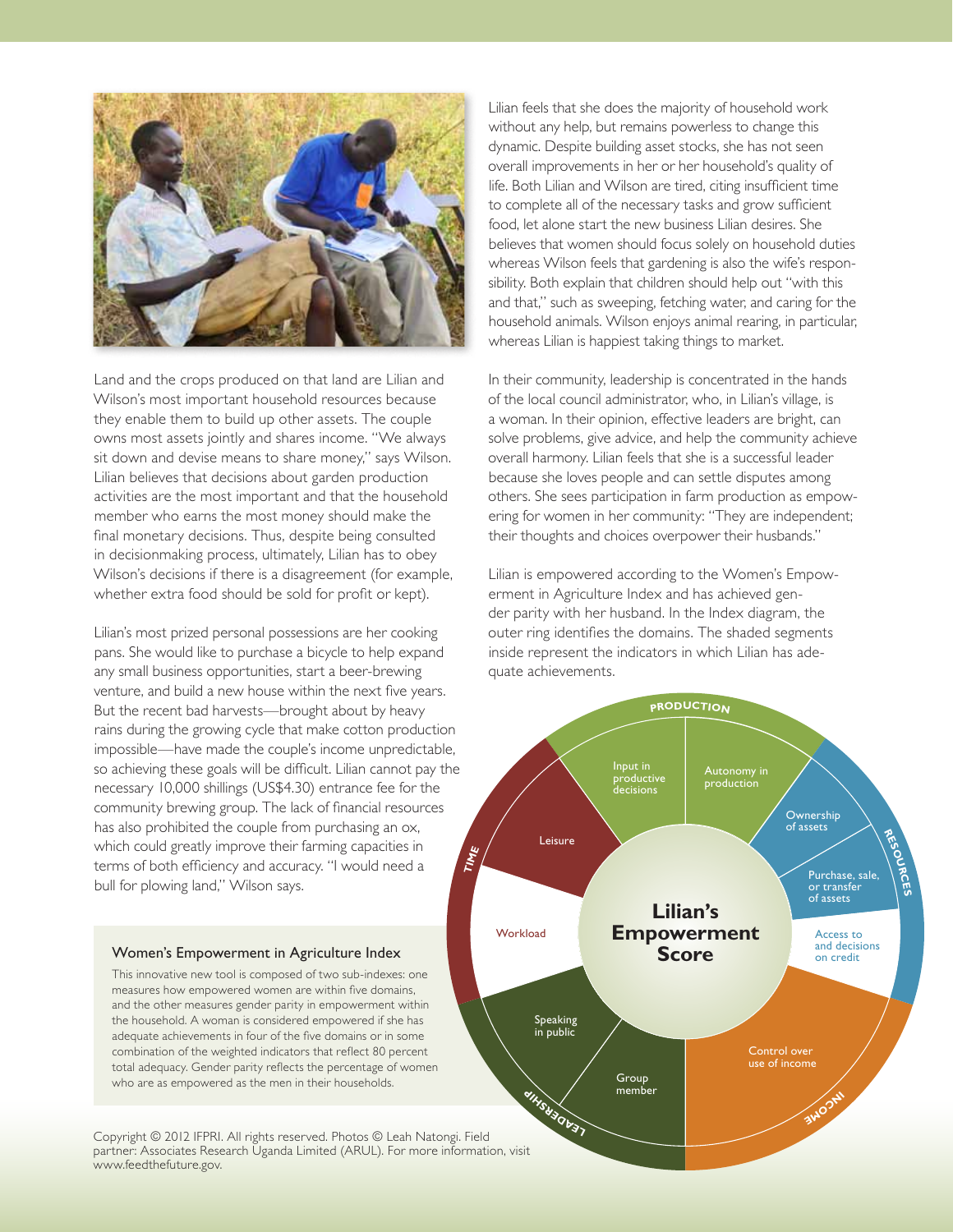Land and the crops produced on that land are Lilian and Wilson's most important household resources because they enable them to build up other assets. The couple owns most assets jointly and shares income. "We always sit down and devise means to share money," says Wilson. Lilian believes that decisions about garden production activities are the most important and that the household member who earns the most money should make the final monetary decisions. Thus, despite being consulted in decisionmaking process, ultimately, Lilian has to obey Wilson's decisions if there is a disagreement (for example, whether extra food should be sold for profit or kept).

Lilian's most prized personal possessions are her cooking pans. She would like to purchase a bicycle to help expand any small business opportunities, start a beer-brewing venture, and build a new house within the next five years. But the recent bad harvests—brought about by heavy rains during the growing cycle that make cotton production impossible—have made the couple's income unpredictable, so achieving these goals will be difficult. Lilian cannot pay the necessary 10,000 shillings (US$4.30) entrance fee for the community brewing group. The lack of financial resources has also prohibited the couple from purchasing an ox, which could greatly improve their farming capacities in terms of both efficiency and accuracy. "I would need a bull for plowing land," Wilson says.

### Women's Empowerment in Agriculture Index

This innovative new tool is composed of two sub-indexes: one measures how empowered women are within five domains, and the other measures gender parity in empowerment within the household. A woman is considered empowered if she has adequate achievements in four of the five domains or in some combination of the weighted indicators that reflect 80 percent total adequacy. Gender parity reflects the percentage of women who are as empowered as the men in their households.

Lilian feels that she does the majority of household work without any help, but remains powerless to change this dynamic. Despite building asset stocks, she has not seen overall improvements in her or her household's quality of life. Both Lilian and Wilson are tired, citing insufficient time to complete all of the necessary tasks and grow sufficient food, let alone start the new business Lilian desires. She believes that women should focus solely on household duties whereas Wilson feels that gardening is also the wife's responsibility. Both explain that children should help out "with this and that," such as sweeping, fetching water, and caring for the household animals. Wilson enjoys animal rearing, in particular, whereas Lilian is happiest taking things to market.

In their community, leadership is concentrated in the hands of the local council administrator, who, in Lilian's village, is a woman. In their opinion, effective leaders are bright, can solve problems, give advice, and help the community achieve overall harmony. Lilian feels that she is a successful leader because she loves people and can settle disputes among others. She sees participation in farm production as empowering for women in her community: "They are independent; their thoughts and choices overpower their husbands."

Lilian is empowered according to the Women's Empowerment in Agriculture Index and has achieved gender parity with her husband. In the Index diagram, the outer ring identifies the domains. The shaded segments inside represent the indicators in which Lilian has adequate achievements.

**Lilian's Empowerment Score**

PRODUCTION
Input in productive decisions
Autonomy in production

RESOURCES
Ownership of assets
Purchase, sale, or transfer of assets
Access to and decisions on credit

INCOME
Control over use of income

LEADERSHIP
Group member
Speaking in public

TIME
Workload
Leisure

Copyright © 2012 IFPRI. All rights reserved. Photos © Leah Natongi. Field partner: Associates Research Uganda Limited (ARUL). For more information, visit www.feedthefuture.gov.